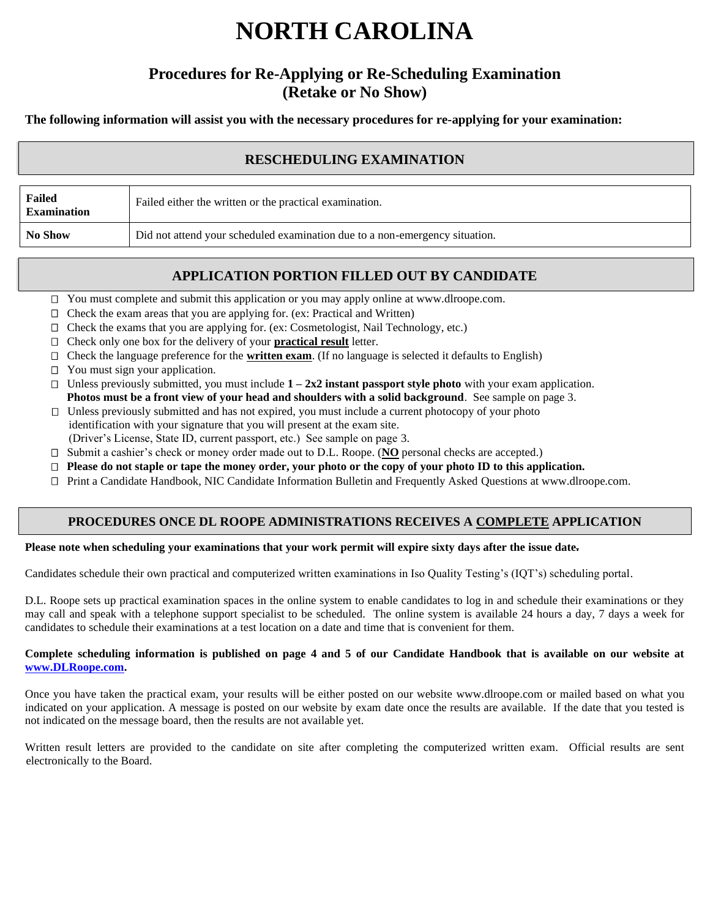# NORTH CAROLINA

## Procedures for Re-Applying or Re-Scheduling Examination (Retake or No Show)

**The following information will assist you with the necessary procedures for re-applying for your examination:**

### RESCHEDULING EXAMINATION

| | |
|---|---|
| **Failed Examination** | Failed either the written or the practical examination. |
| **No Show** | Did not attend your scheduled examination due to a non-emergency situation. |

### APPLICATION PORTION FILLED OUT BY CANDIDATE

- ☐ You must complete and submit this application or you may apply online at www.dlroope.com.
- ☐ Check the exam areas that you are applying for. (ex: Practical and Written)
- ☐ Check the exams that you are applying for. (ex: Cosmetologist, Nail Technology, etc.)
- ☐ Check only one box for the delivery of your **practical result** letter.
- ☐ Check the language preference for the **written exam**. (If no language is selected it defaults to English)
- ☐ You must sign your application.
- ☐ Unless previously submitted, you must include **1 – 2x2 instant passport style photo** with your exam application. **Photos must be a front view of your head and shoulders with a solid background**. See sample on page 3.
- ☐ Unless previously submitted and has not expired, you must include a current photocopy of your photo identification with your signature that you will present at the exam site. (Driver's License, State ID, current passport, etc.) See sample on page 3.
- ☐ Submit a cashier's check or money order made out to D.L. Roope. (**NO** personal checks are accepted.)
- ☐ **Please do not staple or tape the money order, your photo or the copy of your photo ID to this application.**
- ☐ Print a Candidate Handbook, NIC Candidate Information Bulletin and Frequently Asked Questions at www.dlroope.com.

### PROCEDURES ONCE DL ROOPE ADMINISTRATIONS RECEIVES A COMPLETE APPLICATION

**Please note when scheduling your examinations that your work permit will expire sixty days after the issue date.**

Candidates schedule their own practical and computerized written examinations in Iso Quality Testing's (IQT's) scheduling portal.

D.L. Roope sets up practical examination spaces in the online system to enable candidates to log in and schedule their examinations or they may call and speak with a telephone support specialist to be scheduled. The online system is available 24 hours a day, 7 days a week for candidates to schedule their examinations at a test location on a date and time that is convenient for them.

**Complete scheduling information is published on page 4 and 5 of our Candidate Handbook that is available on our website at www.DLRoope.com.**

Once you have taken the practical exam, your results will be either posted on our website www.dlroope.com or mailed based on what you indicated on your application. A message is posted on our website by exam date once the results are available. If the date that you tested is not indicated on the message board, then the results are not available yet.

Written result letters are provided to the candidate on site after completing the computerized written exam. Official results are sent electronically to the Board.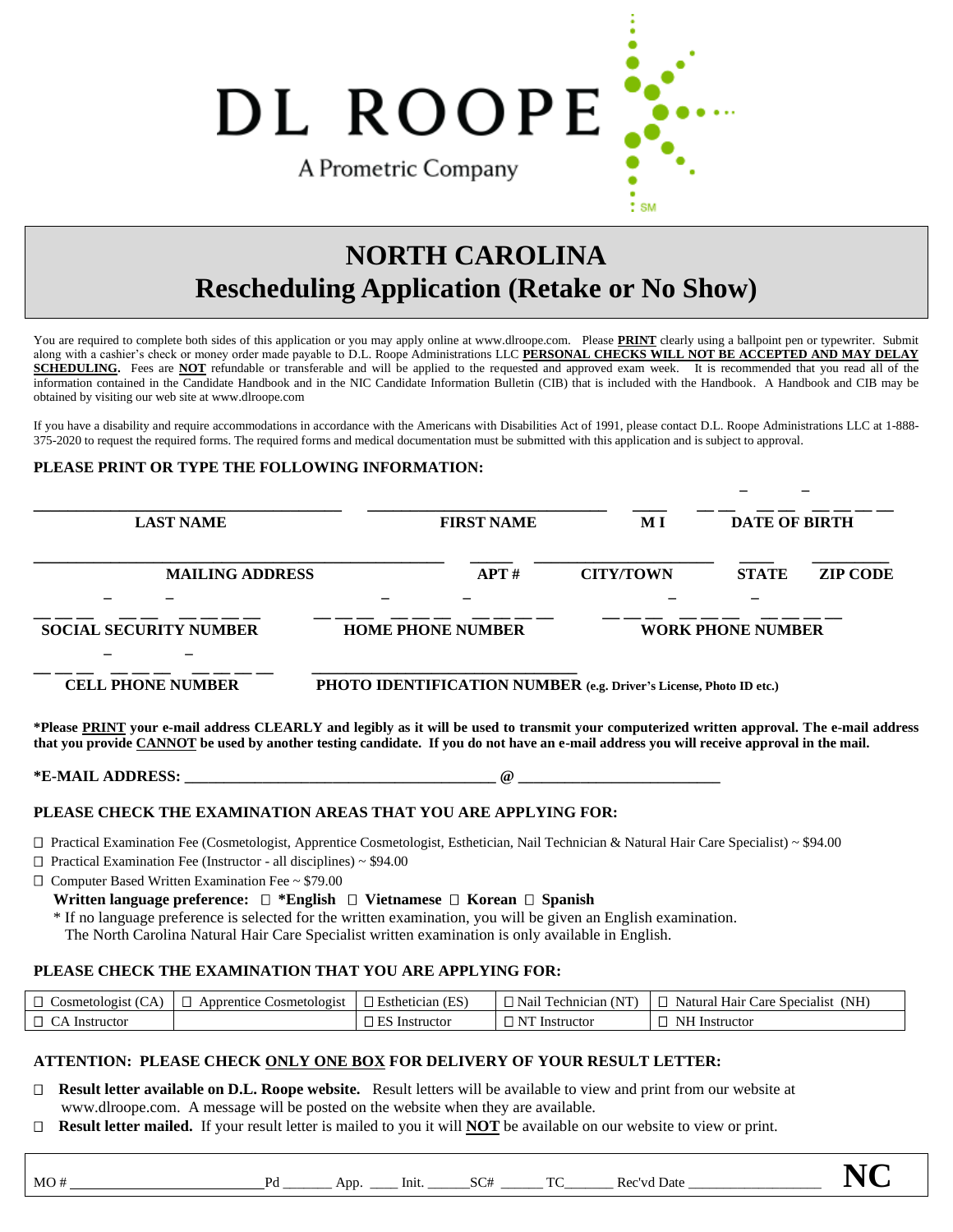DL ROOPE

A Prometric Company

# NORTH CAROLINA
# Rescheduling Application (Retake or No Show)

You are required to complete both sides of this application or you may apply online at www.dlroope.com. Please **PRINT** clearly using a ballpoint pen or typewriter. Submit along with a cashier's check or money order made payable to D.L. Roope Administrations LLC **PERSONAL CHECKS WILL NOT BE ACCEPTED AND MAY DELAY SCHEDULING.** Fees are **NOT** refundable or transferable and will be applied to the requested and approved exam week. It is recommended that you read all of the information contained in the Candidate Handbook and in the NIC Candidate Information Bulletin (CIB) that is included with the Handbook. A Handbook and CIB may be obtained by visiting our web site at www.dlroope.com

If you have a disability and require accommodations in accordance with the Americans with Disabilities Act of 1991, please contact D.L. Roope Administrations LLC at 1-888-375-2020 to request the required forms. The required forms and medical documentation must be submitted with this application and is subject to approval.

**PLEASE PRINT OR TYPE THE FOLLOWING INFORMATION:**

| LAST NAME | FIRST NAME | M I | DATE OF BIRTH |
|---|---|---|---|
| | | | __ __ – __ __ – __ __ __ __ |

| MAILING ADDRESS | APT # | CITY/TOWN | STATE | ZIP CODE |
|---|---|---|---|---|
| | | | | |

| SOCIAL SECURITY NUMBER | HOME PHONE NUMBER | WORK PHONE NUMBER |
|---|---|---|
| __ __ __ – __ __ – __ __ __ __ | __ __ __ – __ __ __ – __ __ __ __ | __ __ __ – __ __ __ – __ __ __ __ |

| CELL PHONE NUMBER | PHOTO IDENTIFICATION NUMBER (e.g. Driver's License, Photo ID etc.) |
|---|---|
| __ __ __ – __ __ __ – __ __ __ __ | |

***Please PRINT your e-mail address CLEARLY and legibly as it will be used to transmit your computerized written approval. The e-mail address that you provide CANNOT be used by another testing candidate. If you do not have an e-mail address you will receive approval in the mail.**

***E-MAIL ADDRESS:** ______________________________ @ ____________________

**PLEASE CHECK THE EXAMINATION AREAS THAT YOU ARE APPLYING FOR:**

- ☐ Practical Examination Fee (Cosmetologist, Apprentice Cosmetologist, Esthetician, Nail Technician & Natural Hair Care Specialist) ~ $94.00
- ☐ Practical Examination Fee (Instructor - all disciplines) ~ $94.00
- ☐ Computer Based Written Examination Fee ~ $79.00

  **Written language preference: ☐ *English ☐ Vietnamese ☐ Korean ☐ Spanish**

  * If no language preference is selected for the written examination, you will be given an English examination.
  The North Carolina Natural Hair Care Specialist written examination is only available in English.

**PLEASE CHECK THE EXAMINATION THAT YOU ARE APPLYING FOR:**

| | | | | |
|---|---|---|---|---|
| ☐ Cosmetologist (CA) | ☐ Apprentice Cosmetologist | ☐ Esthetician (ES) | ☐ Nail Technician (NT) | ☐ Natural Hair Care Specialist (NH) |
| ☐ CA Instructor | | ☐ ES Instructor | ☐ NT Instructor | ☐ NH Instructor |

**ATTENTION: PLEASE CHECK ONLY ONE BOX FOR DELIVERY OF YOUR RESULT LETTER:**

- ☐ **Result letter available on D.L. Roope website.** Result letters will be available to view and print from our website at www.dlroope.com. A message will be posted on the website when they are available.
- ☐ **Result letter mailed.** If your result letter is mailed to you it will **NOT** be available on our website to view or print.

MO # ____________________ Pd _______ App. ____ Init. ______ SC# ______ TC_______ Rec'vd Date __________________ **NC**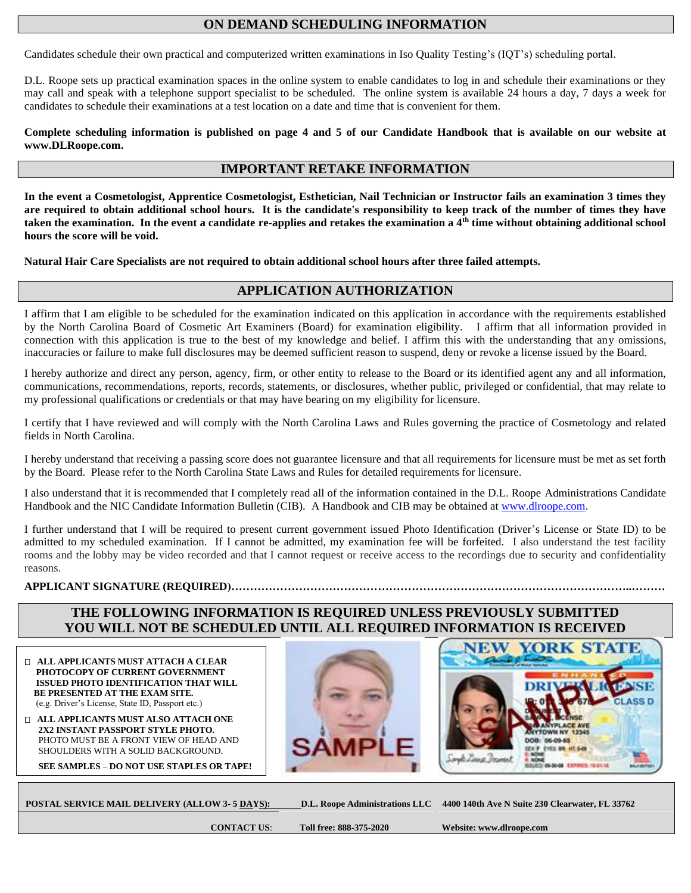## ON DEMAND SCHEDULING INFORMATION

Candidates schedule their own practical and computerized written examinations in Iso Quality Testing's (IQT's) scheduling portal.

D.L. Roope sets up practical examination spaces in the online system to enable candidates to log in and schedule their examinations or they may call and speak with a telephone support specialist to be scheduled. The online system is available 24 hours a day, 7 days a week for candidates to schedule their examinations at a test location on a date and time that is convenient for them.

**Complete scheduling information is published on page 4 and 5 of our Candidate Handbook that is available on our website at www.DLRoope.com.**

## IMPORTANT RETAKE INFORMATION

**In the event a Cosmetologist, Apprentice Cosmetologist, Esthetician, Nail Technician or Instructor fails an examination 3 times they are required to obtain additional school hours. It is the candidate's responsibility to keep track of the number of times they have taken the examination. In the event a candidate re-applies and retakes the examination a 4th time without obtaining additional school hours the score will be void.**

**Natural Hair Care Specialists are not required to obtain additional school hours after three failed attempts.**

## APPLICATION AUTHORIZATION

I affirm that I am eligible to be scheduled for the examination indicated on this application in accordance with the requirements established by the North Carolina Board of Cosmetic Art Examiners (Board) for examination eligibility. I affirm that all information provided in connection with this application is true to the best of my knowledge and belief. I affirm this with the understanding that any omissions, inaccuracies or failure to make full disclosures may be deemed sufficient reason to suspend, deny or revoke a license issued by the Board.

I hereby authorize and direct any person, agency, firm, or other entity to release to the Board or its identified agent any and all information, communications, recommendations, reports, records, statements, or disclosures, whether public, privileged or confidential, that may relate to my professional qualifications or credentials or that may have bearing on my eligibility for licensure.

I certify that I have reviewed and will comply with the North Carolina Laws and Rules governing the practice of Cosmetology and related fields in North Carolina.

I hereby understand that receiving a passing score does not guarantee licensure and that all requirements for licensure must be met as set forth by the Board. Please refer to the North Carolina State Laws and Rules for detailed requirements for licensure.

I also understand that it is recommended that I completely read all of the information contained in the D.L. Roope Administrations Candidate Handbook and the NIC Candidate Information Bulletin (CIB). A Handbook and CIB may be obtained at www.dlroope.com.

I further understand that I will be required to present current government issued Photo Identification (Driver's License or State ID) to be admitted to my scheduled examination. If I cannot be admitted, my examination fee will be forfeited. I also understand the test facility rooms and the lobby may be video recorded and that I cannot request or receive access to the recordings due to security and confidentiality reasons.

**APPLICANT SIGNATURE (REQUIRED)……………………………………………………………………………………………..………**

## THE FOLLOWING INFORMATION IS REQUIRED UNLESS PREVIOUSLY SUBMITTED YOU WILL NOT BE SCHEDULED UNTIL ALL REQUIRED INFORMATION IS RECEIVED

- ☐ **ALL APPLICANTS MUST ATTACH A CLEAR PHOTOCOPY OF CURRENT GOVERNMENT ISSUED PHOTO IDENTIFICATION THAT WILL BE PRESENTED AT THE EXAM SITE.** (e.g. Driver's License, State ID, Passport etc.)
- ☐ **ALL APPLICANTS MUST ALSO ATTACH ONE 2X2 INSTANT PASSPORT STYLE PHOTO.** PHOTO MUST BE A FRONT VIEW OF HEAD AND SHOULDERS WITH A SOLID BACKGROUND.

**SEE SAMPLES – DO NOT USE STAPLES OR TAPE!**

**POSTAL SERVICE MAIL DELIVERY (ALLOW 3- 5 DAYS):** **D.L. Roope Administrations LLC** **4400 140th Ave N Suite 230 Clearwater, FL 33762**

**CONTACT US:** **Toll free: 888-375-2020** **Website: www.dlroope.com**